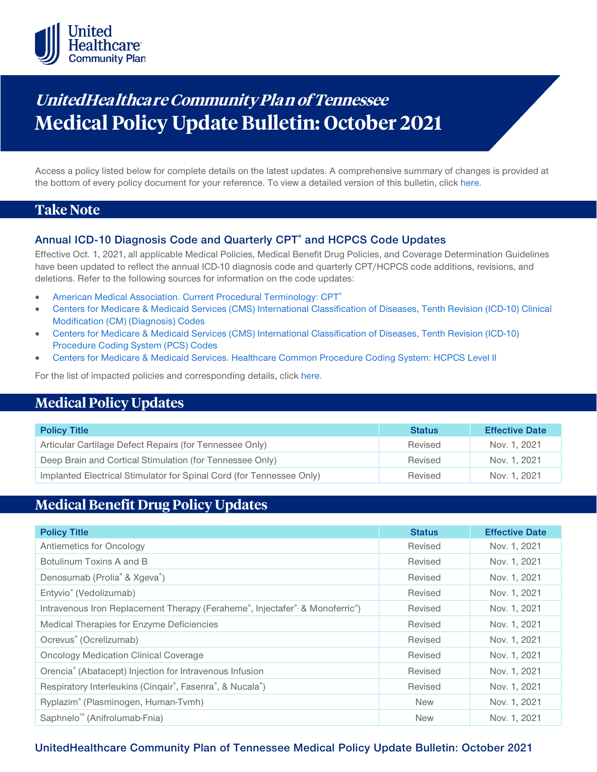# *UnitedHealthcare Community Plan of Tennessee*
# Medical Policy Update Bulletin: October 2021

Access a policy listed below for complete details on the latest updates. A comprehensive summary of changes is provided at the bottom of every policy document for your reference. To view a detailed version of this bulletin, click here.

## Take Note

### Annual ICD-10 Diagnosis Code and Quarterly CPT® and HCPCS Code Updates

Effective Oct. 1, 2021, all applicable Medical Policies, Medical Benefit Drug Policies, and Coverage Determination Guidelines have been updated to reflect the annual ICD-10 diagnosis code and quarterly CPT/HCPCS code additions, revisions, and deletions. Refer to the following sources for information on the code updates:

- American Medical Association. Current Procedural Terminology: CPT®
- Centers for Medicare & Medicaid Services (CMS) International Classification of Diseases, Tenth Revision (ICD-10) Clinical Modification (CM) (Diagnosis) Codes
- Centers for Medicare & Medicaid Services (CMS) International Classification of Diseases, Tenth Revision (ICD-10) Procedure Coding System (PCS) Codes
- Centers for Medicare & Medicaid Services. Healthcare Common Procedure Coding System: HCPCS Level II

For the list of impacted policies and corresponding details, click here.

## Medical Policy Updates

| Policy Title | Status | Effective Date |
|---|---|---|
| Articular Cartilage Defect Repairs (for Tennessee Only) | Revised | Nov. 1, 2021 |
| Deep Brain and Cortical Stimulation (for Tennessee Only) | Revised | Nov. 1, 2021 |
| Implanted Electrical Stimulator for Spinal Cord (for Tennessee Only) | Revised | Nov. 1, 2021 |

## Medical Benefit Drug Policy Updates

| Policy Title | Status | Effective Date |
|---|---|---|
| Antiemetics for Oncology | Revised | Nov. 1, 2021 |
| Botulinum Toxins A and B | Revised | Nov. 1, 2021 |
| Denosumab (Prolia® & Xgeva®) | Revised | Nov. 1, 2021 |
| Entyvio® (Vedolizumab) | Revised | Nov. 1, 2021 |
| Intravenous Iron Replacement Therapy (Feraheme®, Injectafer®, & Monoferric®) | Revised | Nov. 1, 2021 |
| Medical Therapies for Enzyme Deficiencies | Revised | Nov. 1, 2021 |
| Ocrevus® (Ocrelizumab) | Revised | Nov. 1, 2021 |
| Oncology Medication Clinical Coverage | Revised | Nov. 1, 2021 |
| Orencia® (Abatacept) Injection for Intravenous Infusion | Revised | Nov. 1, 2021 |
| Respiratory Interleukins (Cinqair®, Fasenra®, & Nucala®) | Revised | Nov. 1, 2021 |
| Ryplazim® (Plasminogen, Human-Tvmh) | New | Nov. 1, 2021 |
| Saphnelo™ (Anifrolumab-Fnia) | New | Nov. 1, 2021 |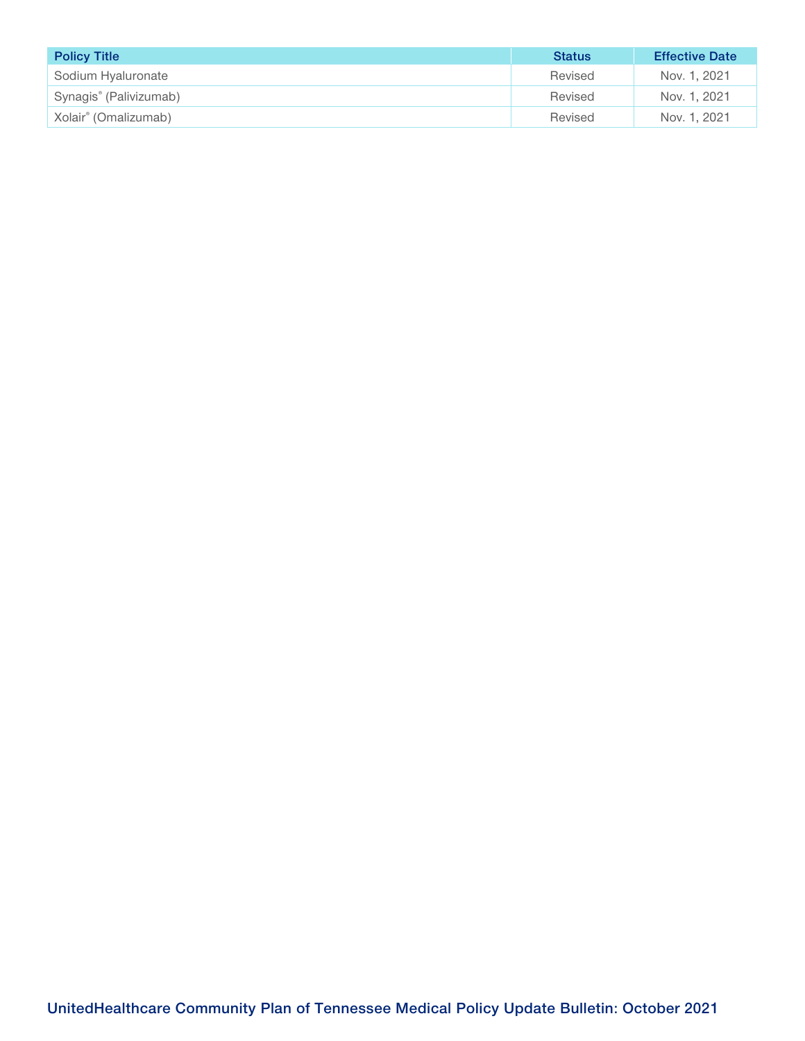| Policy Title | Status | Effective Date |
| --- | --- | --- |
| Sodium Hyaluronate | Revised | Nov. 1, 2021 |
| Synagis® (Palivizumab) | Revised | Nov. 1, 2021 |
| Xolair® (Omalizumab) | Revised | Nov. 1, 2021 |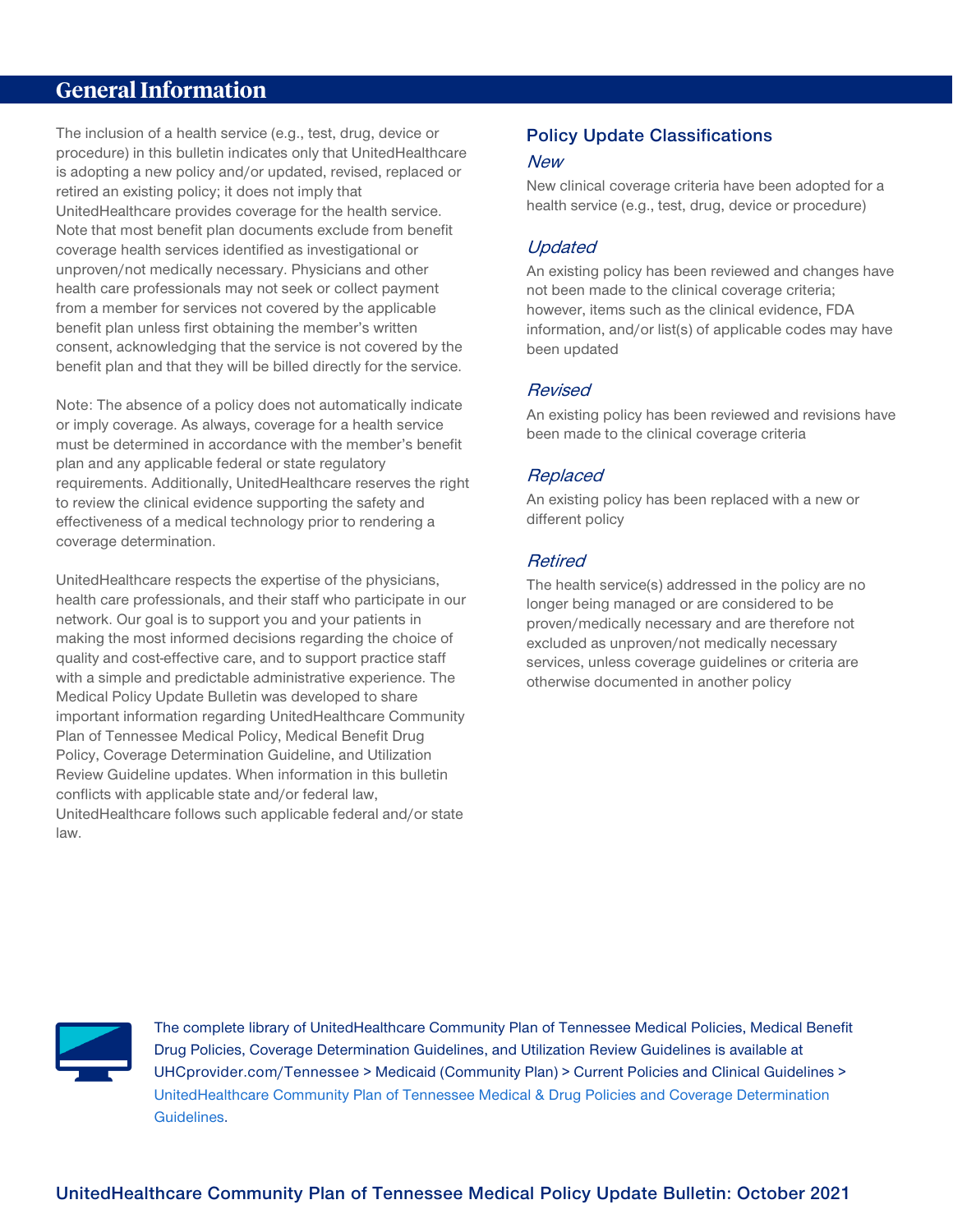## General Information

The inclusion of a health service (e.g., test, drug, device or procedure) in this bulletin indicates only that UnitedHealthcare is adopting a new policy and/or updated, revised, replaced or retired an existing policy; it does not imply that UnitedHealthcare provides coverage for the health service. Note that most benefit plan documents exclude from benefit coverage health services identified as investigational or unproven/not medically necessary. Physicians and other health care professionals may not seek or collect payment from a member for services not covered by the applicable benefit plan unless first obtaining the member's written consent, acknowledging that the service is not covered by the benefit plan and that they will be billed directly for the service.

Note: The absence of a policy does not automatically indicate or imply coverage. As always, coverage for a health service must be determined in accordance with the member's benefit plan and any applicable federal or state regulatory requirements. Additionally, UnitedHealthcare reserves the right to review the clinical evidence supporting the safety and effectiveness of a medical technology prior to rendering a coverage determination.

UnitedHealthcare respects the expertise of the physicians, health care professionals, and their staff who participate in our network. Our goal is to support you and your patients in making the most informed decisions regarding the choice of quality and cost-effective care, and to support practice staff with a simple and predictable administrative experience. The Medical Policy Update Bulletin was developed to share important information regarding UnitedHealthcare Community Plan of Tennessee Medical Policy, Medical Benefit Drug Policy, Coverage Determination Guideline, and Utilization Review Guideline updates. When information in this bulletin conflicts with applicable state and/or federal law, UnitedHealthcare follows such applicable federal and/or state law.

### Policy Update Classifications

*New*

New clinical coverage criteria have been adopted for a health service (e.g., test, drug, device or procedure)

*Updated*

An existing policy has been reviewed and changes have not been made to the clinical coverage criteria; however, items such as the clinical evidence, FDA information, and/or list(s) of applicable codes may have been updated

*Revised*

An existing policy has been reviewed and revisions have been made to the clinical coverage criteria

*Replaced*

An existing policy has been replaced with a new or different policy

*Retired*

The health service(s) addressed in the policy are no longer being managed or are considered to be proven/medically necessary and are therefore not excluded as unproven/not medically necessary services, unless coverage guidelines or criteria are otherwise documented in another policy

The complete library of UnitedHealthcare Community Plan of Tennessee Medical Policies, Medical Benefit Drug Policies, Coverage Determination Guidelines, and Utilization Review Guidelines is available at UHCprovider.com/Tennessee > Medicaid (Community Plan) > Current Policies and Clinical Guidelines > UnitedHealthcare Community Plan of Tennessee Medical & Drug Policies and Coverage Determination Guidelines.